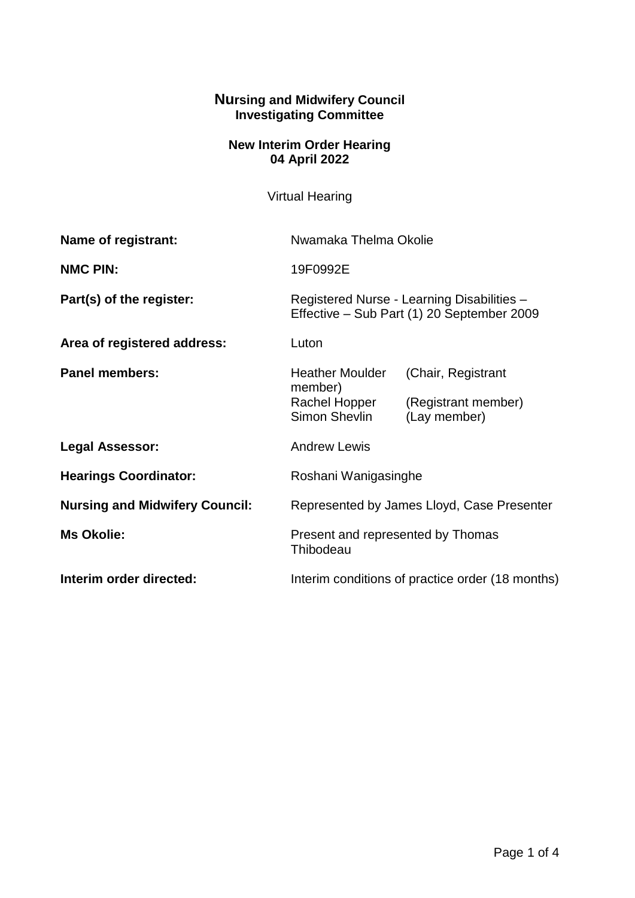**Nursing and Midwifery Council**
**Investigating Committee**

**New Interim Order Hearing**
**04 April 2022**

Virtual Hearing

| | |
|---|---|
| **Name of registrant:** | Nwamaka Thelma Okolie |
| **NMC PIN:** | 19F0992E |
| **Part(s) of the register:** | Registered Nurse - Learning Disabilities – Effective – Sub Part (1) 20 September 2009 |
| **Area of registered address:** | Luton |
| **Panel members:** | Heather Moulder (Chair, Registrant member)<br>Rachel Hopper (Registrant member)<br>Simon Shevlin (Lay member) |
| **Legal Assessor:** | Andrew Lewis |
| **Hearings Coordinator:** | Roshani Wanigasinghe |
| **Nursing and Midwifery Council:** | Represented by James Lloyd, Case Presenter |
| **Ms Okolie:** | Present and represented by Thomas Thibodeau |
| **Interim order directed:** | Interim conditions of practice order (18 months) |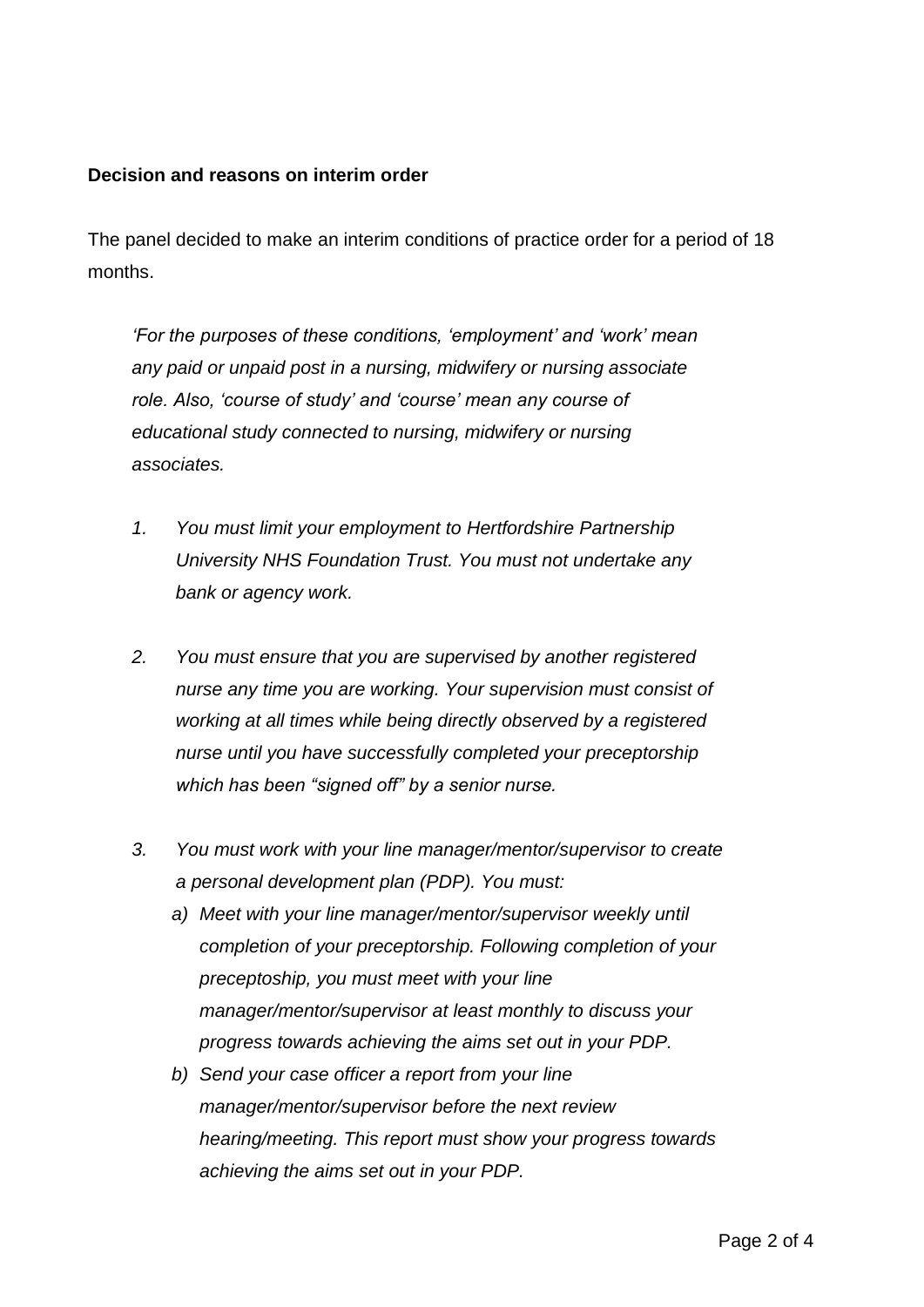**Decision and reasons on interim order**

The panel decided to make an interim conditions of practice order for a period of 18 months.

> *'For the purposes of these conditions, 'employment' and 'work' mean any paid or unpaid post in a nursing, midwifery or nursing associate role. Also, 'course of study' and 'course' mean any course of educational study connected to nursing, midwifery or nursing associates.*
>
> 1. *You must limit your employment to Hertfordshire Partnership University NHS Foundation Trust. You must not undertake any bank or agency work.*
>
> 2. *You must ensure that you are supervised by another registered nurse any time you are working. Your supervision must consist of working at all times while being directly observed by a registered nurse until you have successfully completed your preceptorship which has been "signed off" by a senior nurse.*
>
> 3. *You must work with your line manager/mentor/supervisor to create a personal development plan (PDP). You must:*
>    - a) *Meet with your line manager/mentor/supervisor weekly until completion of your preceptorship. Following completion of your preceptoship, you must meet with your line manager/mentor/supervisor at least monthly to discuss your progress towards achieving the aims set out in your PDP.*
>    - b) *Send your case officer a report from your line manager/mentor/supervisor before the next review hearing/meeting. This report must show your progress towards achieving the aims set out in your PDP.*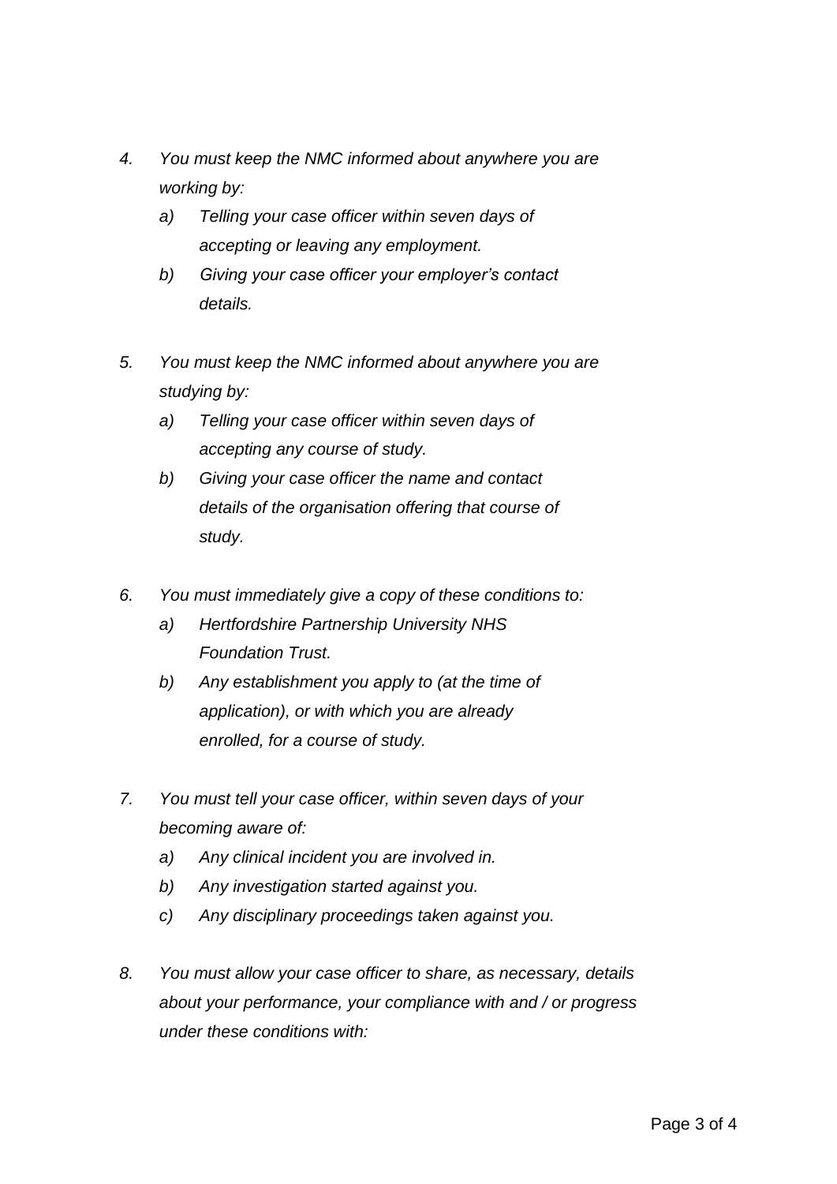4. *You must keep the NMC informed about anywhere you are working by:*
    a) *Telling your case officer within seven days of accepting or leaving any employment.*
    b) *Giving your case officer your employer's contact details.*

5. *You must keep the NMC informed about anywhere you are studying by:*
    a) *Telling your case officer within seven days of accepting any course of study.*
    b) *Giving your case officer the name and contact details of the organisation offering that course of study.*

6. *You must immediately give a copy of these conditions to:*
    a) *Hertfordshire Partnership University NHS Foundation Trust.*
    b) *Any establishment you apply to (at the time of application), or with which you are already enrolled, for a course of study.*

7. *You must tell your case officer, within seven days of your becoming aware of:*
    a) *Any clinical incident you are involved in.*
    b) *Any investigation started against you.*
    c) *Any disciplinary proceedings taken against you.*

8. *You must allow your case officer to share, as necessary, details about your performance, your compliance with and / or progress under these conditions with:*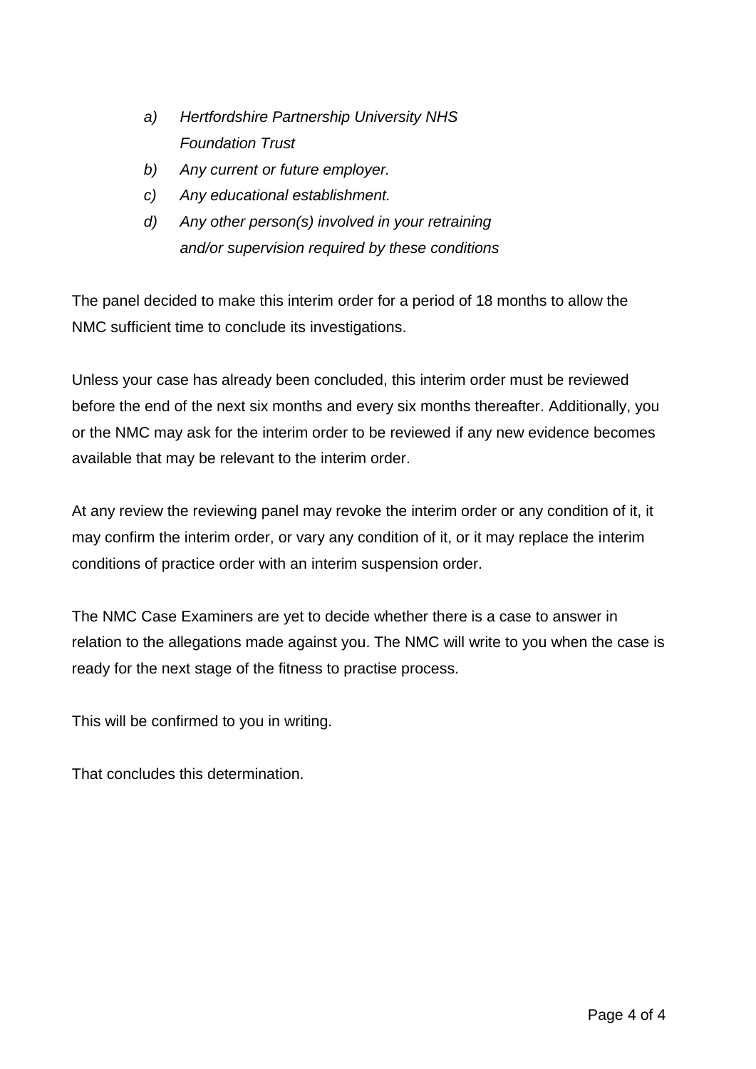*a) Hertfordshire Partnership University NHS Foundation Trust*

*b) Any current or future employer.*

*c) Any educational establishment.*

*d) Any other person(s) involved in your retraining and/or supervision required by these conditions*

The panel decided to make this interim order for a period of 18 months to allow the NMC sufficient time to conclude its investigations.

Unless your case has already been concluded, this interim order must be reviewed before the end of the next six months and every six months thereafter. Additionally, you or the NMC may ask for the interim order to be reviewed if any new evidence becomes available that may be relevant to the interim order.

At any review the reviewing panel may revoke the interim order or any condition of it, it may confirm the interim order, or vary any condition of it, or it may replace the interim conditions of practice order with an interim suspension order.

The NMC Case Examiners are yet to decide whether there is a case to answer in relation to the allegations made against you. The NMC will write to you when the case is ready for the next stage of the fitness to practise process.

This will be confirmed to you in writing.

That concludes this determination.